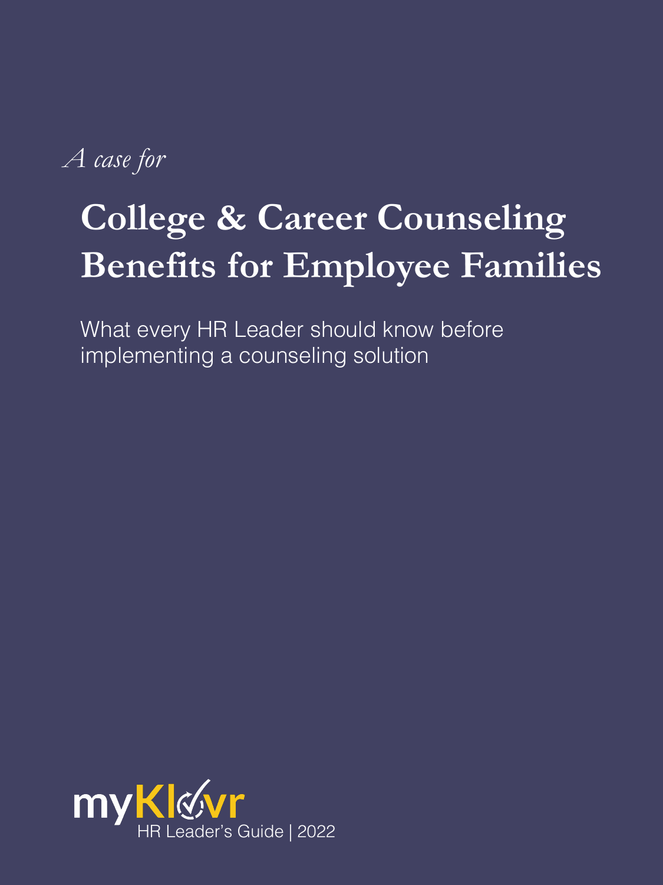*A case for*

# College & Career Counseling Benefits for Employee Families

What every HR Leader should know before implementing a counseling solution

myKlovr

HR Leader's Guide | 2022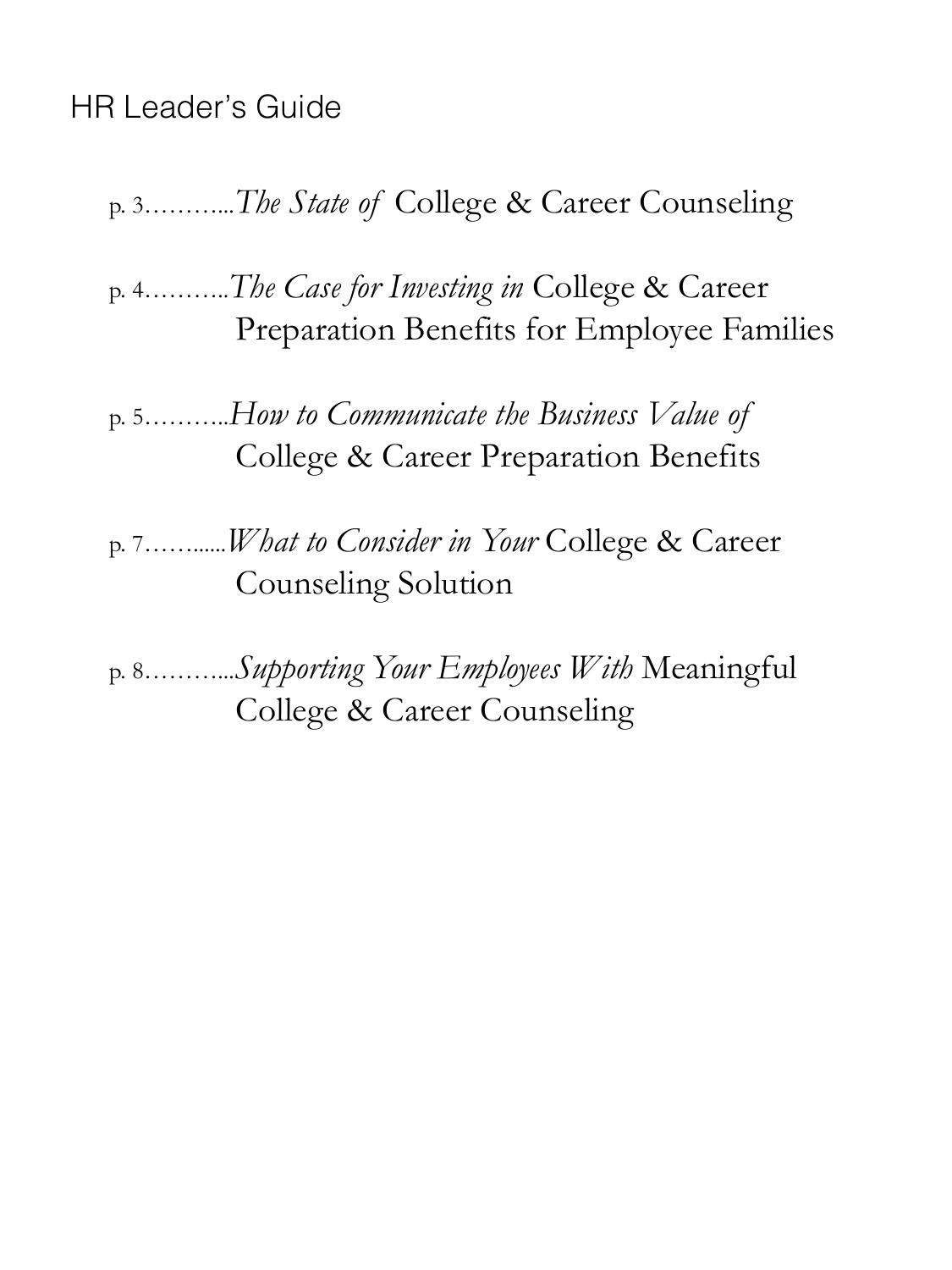HR Leader's Guide

p. 3...........*The State of* College & Career Counseling

p. 4...........*The Case for Investing in* College & Career Preparation Benefits for Employee Families

p. 5...........*How to Communicate the Business Value of* College & Career Preparation Benefits

p. 7...........*What to Consider in Your* College & Career Counseling Solution

p. 8...........*Supporting Your Employees With* Meaningful College & Career Counseling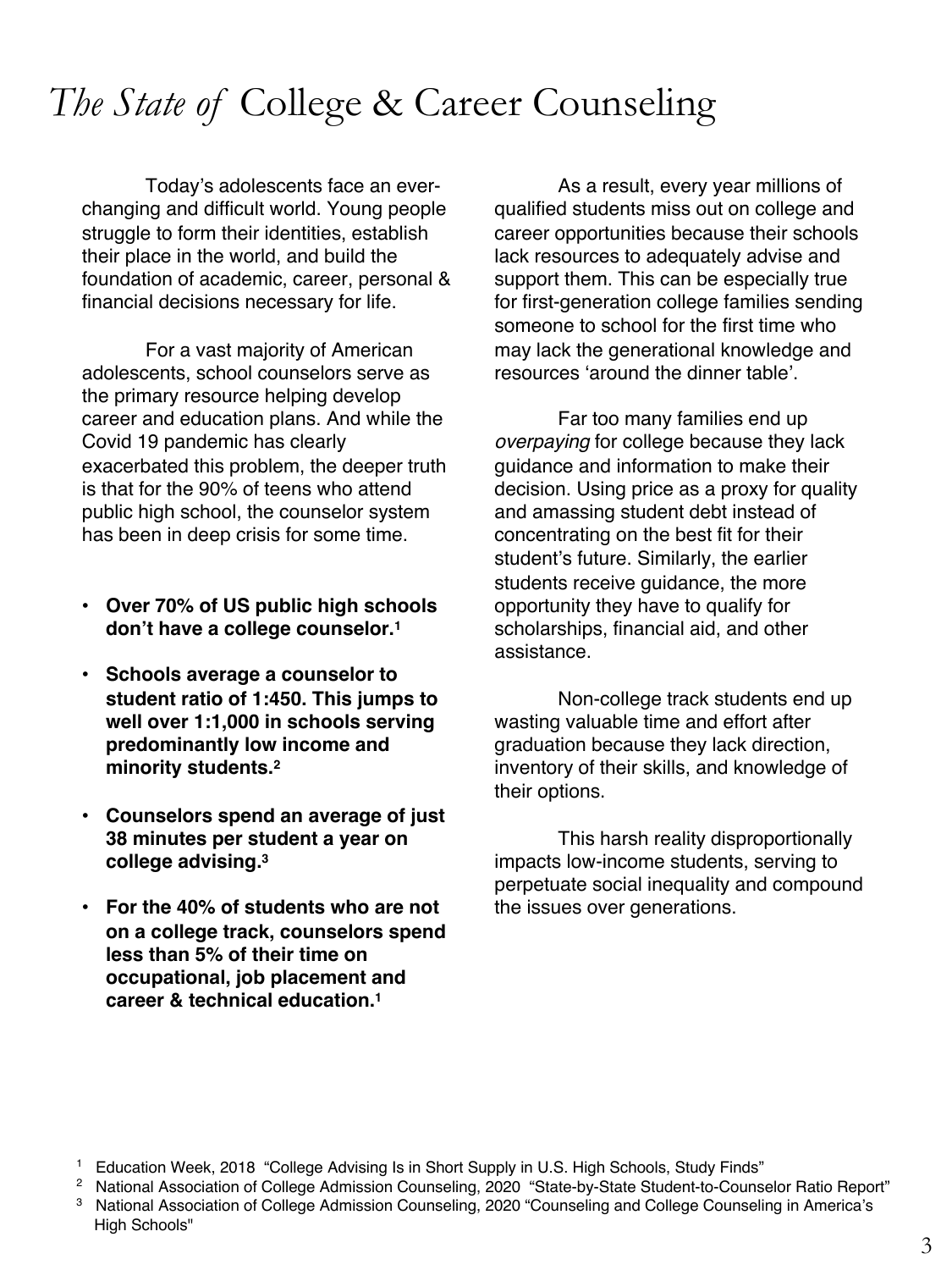# *The State of* College & Career Counseling

Today's adolescents face an ever-changing and difficult world. Young people struggle to form their identities, establish their place in the world, and build the foundation of academic, career, personal & financial decisions necessary for life.

For a vast majority of American adolescents, school counselors serve as the primary resource helping develop career and education plans. And while the Covid 19 pandemic has clearly exacerbated this problem, the deeper truth is that for the 90% of teens who attend public high school, the counselor system has been in deep crisis for some time.

- **Over 70% of US public high schools don't have a college counselor.[1]**
- **Schools average a counselor to student ratio of 1:450. This jumps to well over 1:1,000 in schools serving predominantly low income and minority students.[2]**
- **Counselors spend an average of just 38 minutes per student a year on college advising.[3]**
- **For the 40% of students who are not on a college track, counselors spend less than 5% of their time on occupational, job placement and career & technical education.[1]**

As a result, every year millions of qualified students miss out on college and career opportunities because their schools lack resources to adequately advise and support them. This can be especially true for first-generation college families sending someone to school for the first time who may lack the generational knowledge and resources 'around the dinner table'.

Far too many families end up *overpaying* for college because they lack guidance and information to make their decision. Using price as a proxy for quality and amassing student debt instead of concentrating on the best fit for their student's future. Similarly, the earlier students receive guidance, the more opportunity they have to qualify for scholarships, financial aid, and other assistance.

Non-college track students end up wasting valuable time and effort after graduation because they lack direction, inventory of their skills, and knowledge of their options.

This harsh reality disproportionally impacts low-income students, serving to perpetuate social inequality and compound the issues over generations.

[1] Education Week, 2018 "College Advising Is in Short Supply in U.S. High Schools, Study Finds"
[2] National Association of College Admission Counseling, 2020 "State-by-State Student-to-Counselor Ratio Report"
[3] National Association of College Admission Counseling, 2020 "Counseling and College Counseling in America's High Schools"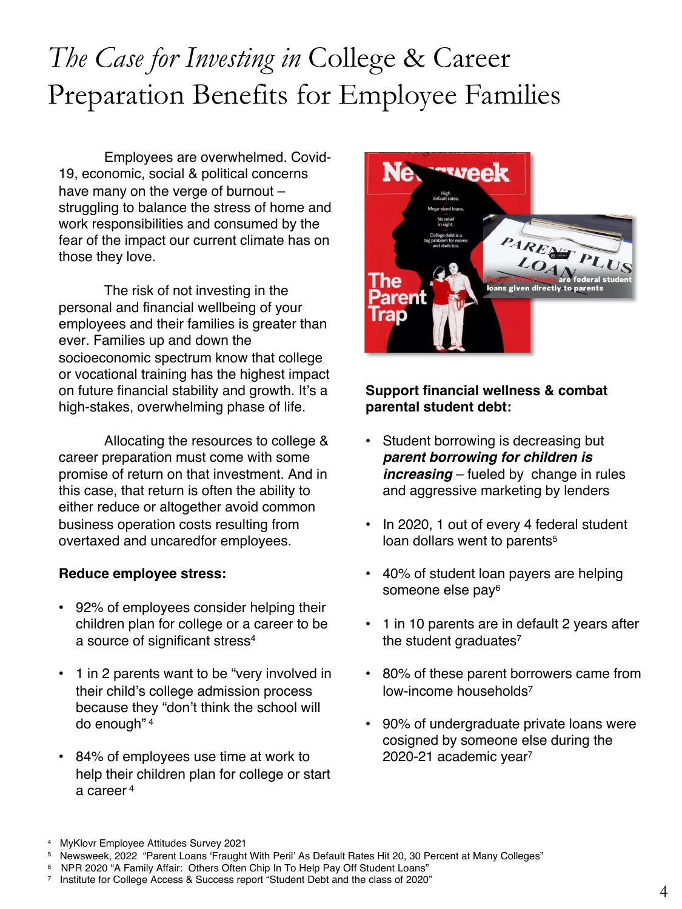# *The Case for Investing in* College & Career Preparation Benefits for Employee Families

Employees are overwhelmed. Covid-19, economic, social & political concerns have many on the verge of burnout – struggling to balance the stress of home and work responsibilities and consumed by the fear of the impact our current climate has on those they love.

The risk of not investing in the personal and financial wellbeing of your employees and their families is greater than ever. Families up and down the socioeconomic spectrum know that college or vocational training has the highest impact on future financial stability and growth. It's a high-stakes, overwhelming phase of life.

Allocating the resources to college & career preparation must come with some promise of return on that investment. And in this case, that return is often the ability to either reduce or altogether avoid common business operation costs resulting from overtaxed and uncaredfor employees.

**Reduce employee stress:**

- 92% of employees consider helping their children plan for college or a career to be a source of significant stress[4]
- 1 in 2 parents want to be "very involved in their child's college admission process because they "don't think the school will do enough" [4]
- 84% of employees use time at work to help their children plan for college or start a career [4]

**Support financial wellness & combat parental student debt:**

- Student borrowing is decreasing but ***parent borrowing for children is increasing*** – fueled by change in rules and aggressive marketing by lenders
- In 2020, 1 out of every 4 federal student loan dollars went to parents[5]
- 40% of student loan payers are helping someone else pay[6]
- 1 in 10 parents are in default 2 years after the student graduates[7]
- 80% of these parent borrowers came from low-income households[7]
- 90% of undergraduate private loans were cosigned by someone else during the 2020-21 academic year[7]

[4] MyKlovr Employee Attitudes Survey 2021
[5] Newsweek, 2022 "Parent Loans 'Fraught With Peril' As Default Rates Hit 20, 30 Percent at Many Colleges"
[6] NPR 2020 "A Family Affair: Others Often Chip In To Help Pay Off Student Loans"
[7] Institute for College Access & Success report "Student Debt and the class of 2020"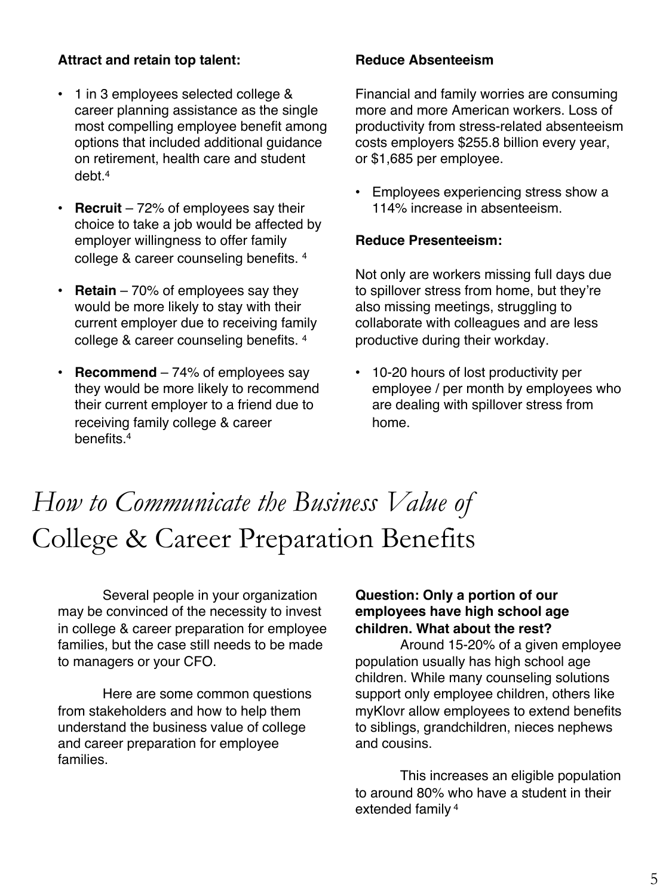**Attract and retain top talent:**

- 1 in 3 employees selected college & career planning assistance as the single most compelling employee benefit among options that included additional guidance on retirement, health care and student debt.[4]
- **Recruit** – 72% of employees say their choice to take a job would be affected by employer willingness to offer family college & career counseling benefits. [4]
- **Retain** – 70% of employees say they would be more likely to stay with their current employer due to receiving family college & career counseling benefits. [4]
- **Recommend** – 74% of employees say they would be more likely to recommend their current employer to a friend due to receiving family college & career benefits.[4]

**Reduce Absenteeism**

Financial and family worries are consuming more and more American workers. Loss of productivity from stress-related absenteeism costs employers $255.8 billion every year, or $1,685 per employee.

- Employees experiencing stress show a 114% increase in absenteeism.

**Reduce Presenteeism:**

Not only are workers missing full days due to spillover stress from home, but they're also missing meetings, struggling to collaborate with colleagues and are less productive during their workday.

- 10-20 hours of lost productivity per employee / per month by employees who are dealing with spillover stress from home.

# *How to Communicate the Business Value of* College & Career Preparation Benefits

Several people in your organization may be convinced of the necessity to invest in college & career preparation for employee families, but the case still needs to be made to managers or your CFO.

Here are some common questions from stakeholders and how to help them understand the business value of college and career preparation for employee families.

**Question: Only a portion of our employees have high school age children. What about the rest?**

Around 15-20% of a given employee population usually has high school age children. While many counseling solutions support only employee children, others like myKlovr allow employees to extend benefits to siblings, grandchildren, nieces nephews and cousins.

This increases an eligible population to around 80% who have a student in their extended family [4]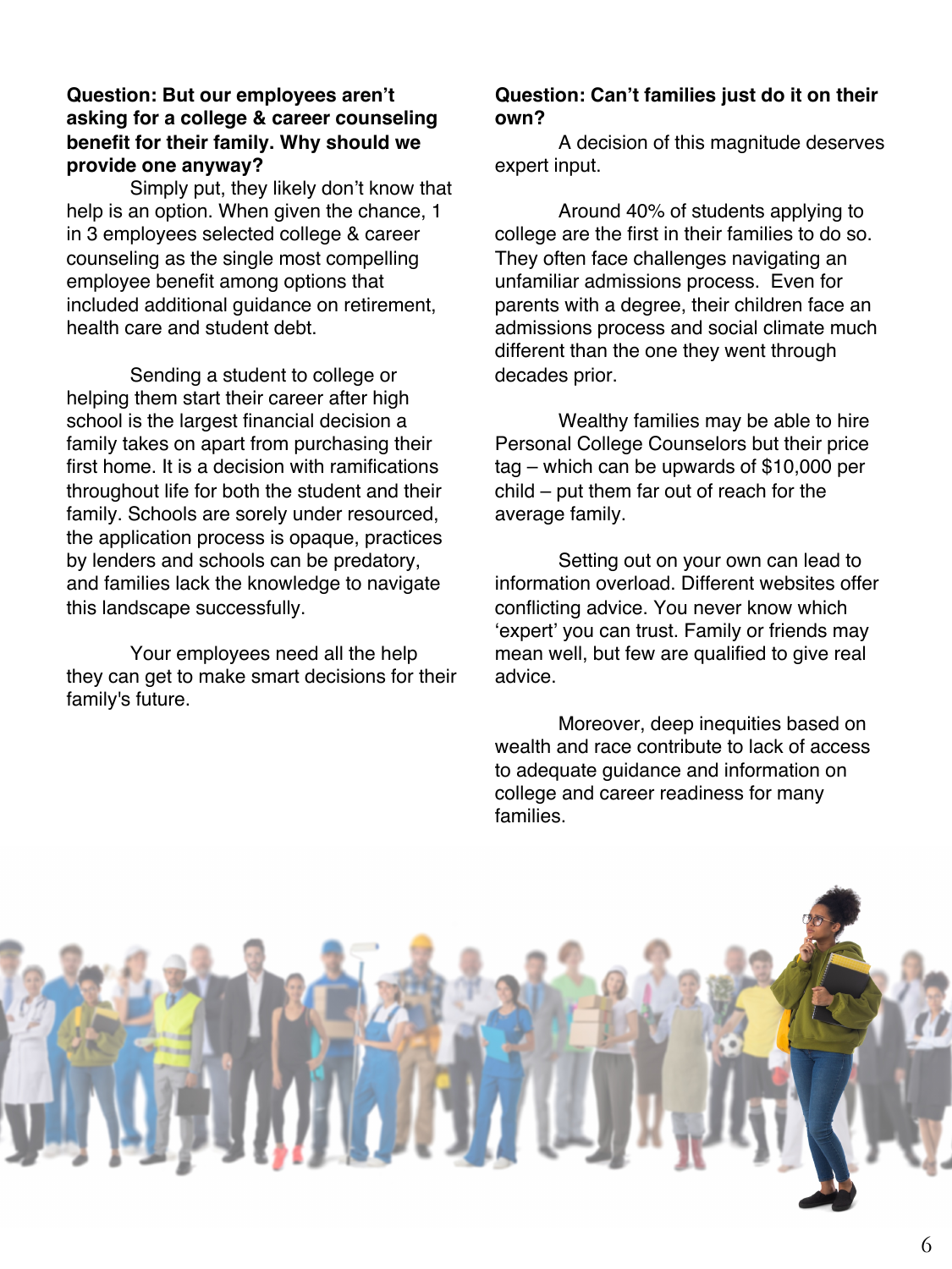**Question: But our employees aren't asking for a college & career counseling benefit for their family. Why should we provide one anyway?**

Simply put, they likely don't know that help is an option. When given the chance, 1 in 3 employees selected college & career counseling as the single most compelling employee benefit among options that included additional guidance on retirement, health care and student debt.

Sending a student to college or helping them start their career after high school is the largest financial decision a family takes on apart from purchasing their first home. It is a decision with ramifications throughout life for both the student and their family. Schools are sorely under resourced, the application process is opaque, practices by lenders and schools can be predatory, and families lack the knowledge to navigate this landscape successfully.

Your employees need all the help they can get to make smart decisions for their family's future.

**Question: Can't families just do it on their own?**

A decision of this magnitude deserves expert input.

Around 40% of students applying to college are the first in their families to do so. They often face challenges navigating an unfamiliar admissions process. Even for parents with a degree, their children face an admissions process and social climate much different than the one they went through decades prior.

Wealthy families may be able to hire Personal College Counselors but their price tag – which can be upwards of $10,000 per child – put them far out of reach for the average family.

Setting out on your own can lead to information overload. Different websites offer conflicting advice. You never know which 'expert' you can trust. Family or friends may mean well, but few are qualified to give real advice.

Moreover, deep inequities based on wealth and race contribute to lack of access to adequate guidance and information on college and career readiness for many families.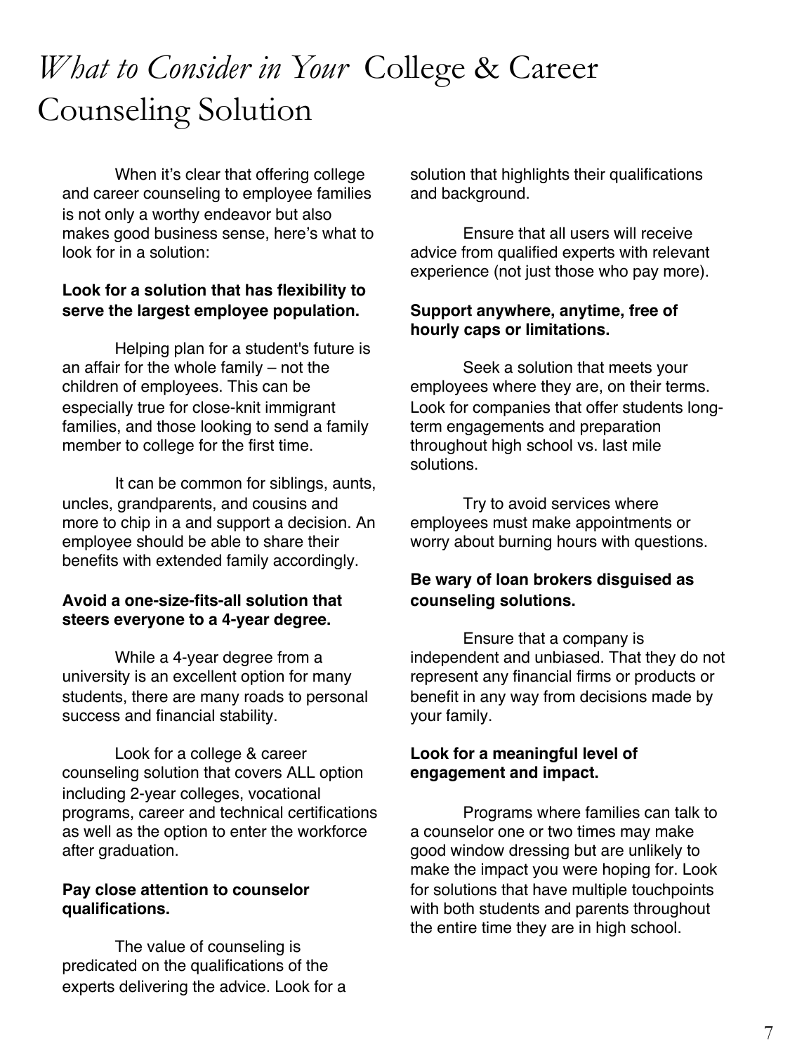# *What to Consider in Your* College & Career Counseling Solution

When it's clear that offering college and career counseling to employee families is not only a worthy endeavor but also makes good business sense, here's what to look for in a solution:

**Look for a solution that has flexibility to serve the largest employee population.**

Helping plan for a student's future is an affair for the whole family – not the children of employees. This can be especially true for close-knit immigrant families, and those looking to send a family member to college for the first time.

It can be common for siblings, aunts, uncles, grandparents, and cousins and more to chip in a and support a decision. An employee should be able to share their benefits with extended family accordingly.

**Avoid a one-size-fits-all solution that steers everyone to a 4-year degree.**

While a 4-year degree from a university is an excellent option for many students, there are many roads to personal success and financial stability.

Look for a college & career counseling solution that covers ALL option including 2-year colleges, vocational programs, career and technical certifications as well as the option to enter the workforce after graduation.

**Pay close attention to counselor qualifications.**

The value of counseling is predicated on the qualifications of the experts delivering the advice. Look for a solution that highlights their qualifications and background.

Ensure that all users will receive advice from qualified experts with relevant experience (not just those who pay more).

**Support anywhere, anytime, free of hourly caps or limitations.**

Seek a solution that meets your employees where they are, on their terms. Look for companies that offer students long-term engagements and preparation throughout high school vs. last mile solutions.

Try to avoid services where employees must make appointments or worry about burning hours with questions.

**Be wary of loan brokers disguised as counseling solutions.**

Ensure that a company is independent and unbiased. That they do not represent any financial firms or products or benefit in any way from decisions made by your family.

**Look for a meaningful level of engagement and impact.**

Programs where families can talk to a counselor one or two times may make good window dressing but are unlikely to make the impact you were hoping for. Look for solutions that have multiple touchpoints with both students and parents throughout the entire time they are in high school.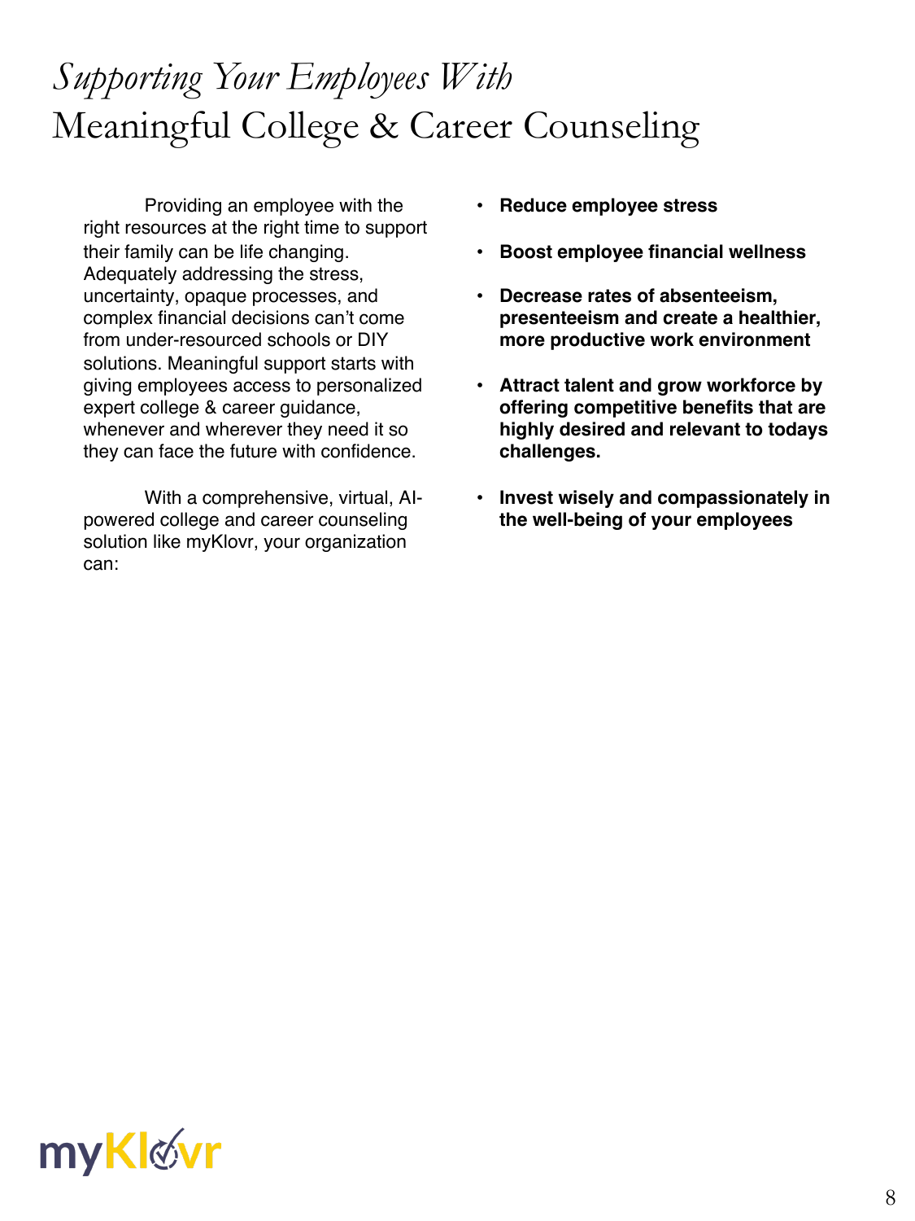# *Supporting Your Employees With* Meaningful College & Career Counseling

Providing an employee with the right resources at the right time to support their family can be life changing. Adequately addressing the stress, uncertainty, opaque processes, and complex financial decisions can't come from under-resourced schools or DIY solutions. Meaningful support starts with giving employees access to personalized expert college & career guidance, whenever and wherever they need it so they can face the future with confidence.

With a comprehensive, virtual, AI-powered college and career counseling solution like myKlovr, your organization can:

- **Reduce employee stress**
- **Boost employee financial wellness**
- **Decrease rates of absenteeism, presenteeism and create a healthier, more productive work environment**
- **Attract talent and grow workforce by offering competitive benefits that are highly desired and relevant to todays challenges.**
- **Invest wisely and compassionately in the well-being of your employees**

myKlovr